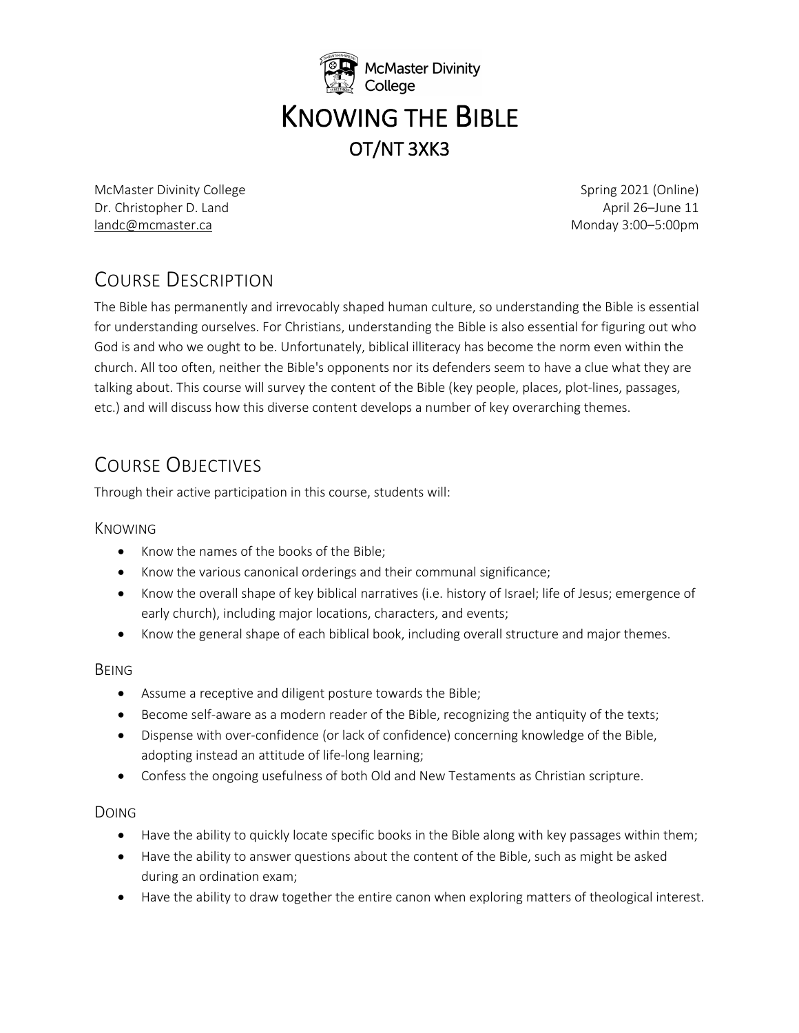McMaster Divinity College

# KNOWING THE BIBLE

## OT/NT 3XK3

McMaster Divinity College
Dr. Christopher D. Land
landc@mcmaster.ca

Spring 2021 (Online)
April 26–June 11
Monday 3:00–5:00pm

## COURSE DESCRIPTION

The Bible has permanently and irrevocably shaped human culture, so understanding the Bible is essential for understanding ourselves. For Christians, understanding the Bible is also essential for figuring out who God is and who we ought to be. Unfortunately, biblical illiteracy has become the norm even within the church. All too often, neither the Bible's opponents nor its defenders seem to have a clue what they are talking about. This course will survey the content of the Bible (key people, places, plot-lines, passages, etc.) and will discuss how this diverse content develops a number of key overarching themes.

## COURSE OBJECTIVES

Through their active participation in this course, students will:

### KNOWING

- Know the names of the books of the Bible;
- Know the various canonical orderings and their communal significance;
- Know the overall shape of key biblical narratives (i.e. history of Israel; life of Jesus; emergence of early church), including major locations, characters, and events;
- Know the general shape of each biblical book, including overall structure and major themes.

### BEING

- Assume a receptive and diligent posture towards the Bible;
- Become self-aware as a modern reader of the Bible, recognizing the antiquity of the texts;
- Dispense with over-confidence (or lack of confidence) concerning knowledge of the Bible, adopting instead an attitude of life-long learning;
- Confess the ongoing usefulness of both Old and New Testaments as Christian scripture.

### DOING

- Have the ability to quickly locate specific books in the Bible along with key passages within them;
- Have the ability to answer questions about the content of the Bible, such as might be asked during an ordination exam;
- Have the ability to draw together the entire canon when exploring matters of theological interest.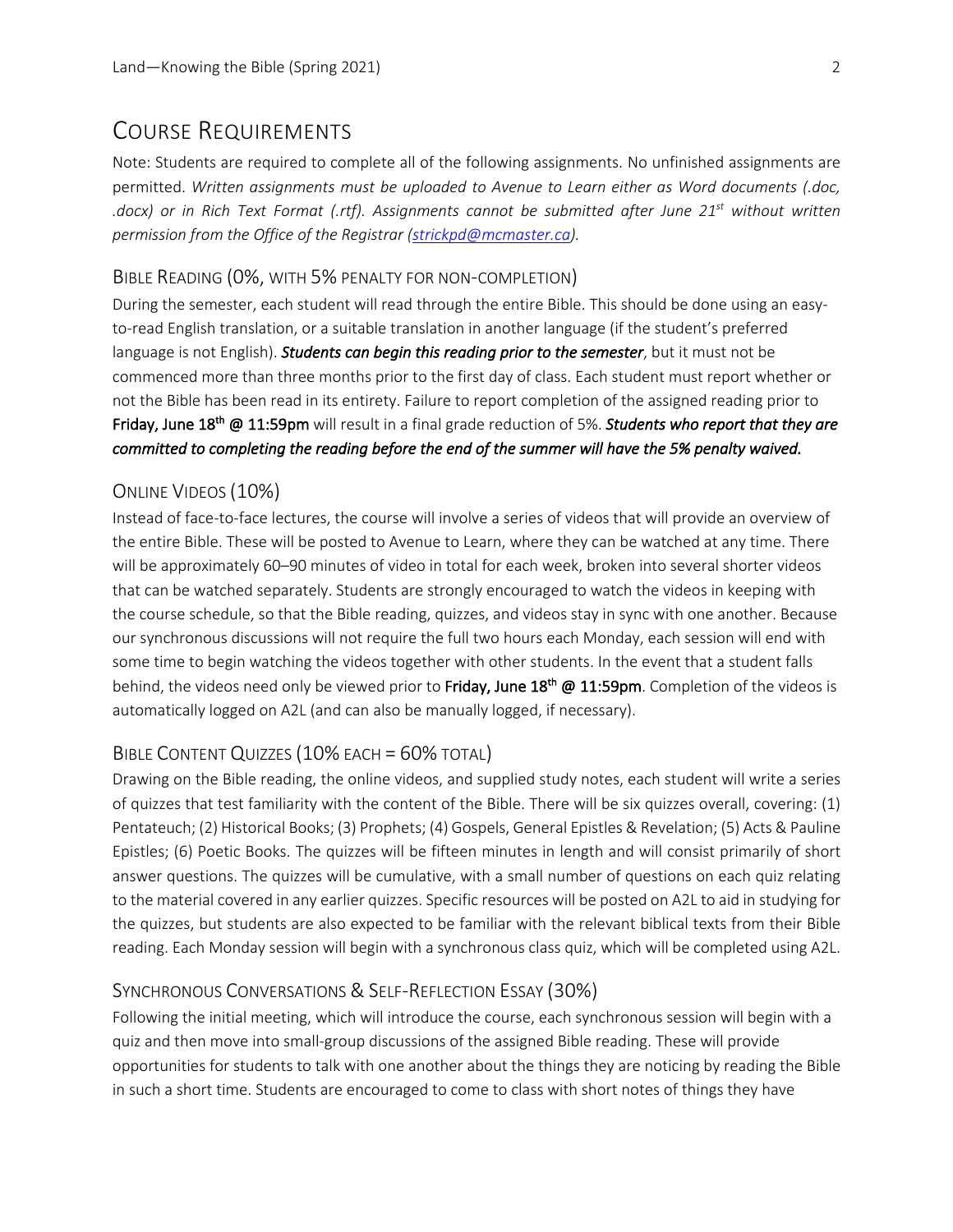# Course Requirements

Note: Students are required to complete all of the following assignments. No unfinished assignments are permitted. *Written assignments must be uploaded to Avenue to Learn either as Word documents (.doc, .docx) or in Rich Text Format (.rtf). Assignments cannot be submitted after June 21st without written permission from the Office of the Registrar ([strickpd@mcmaster.ca](mailto:strickpd@mcmaster.ca)).*

## Bible Reading (0%, with 5% penalty for non-completion)

During the semester, each student will read through the entire Bible. This should be done using an easy-to-read English translation, or a suitable translation in another language (if the student's preferred language is not English). ***Students can begin this reading prior to the semester***, but it must not be commenced more than three months prior to the first day of class. Each student must report whether or not the Bible has been read in its entirety. Failure to report completion of the assigned reading prior to **Friday, June 18th @ 11:59pm** will result in a final grade reduction of 5%. ***Students who report that they are committed to completing the reading before the end of the summer will have the 5% penalty waived.***

## Online Videos (10%)

Instead of face-to-face lectures, the course will involve a series of videos that will provide an overview of the entire Bible. These will be posted to Avenue to Learn, where they can be watched at any time. There will be approximately 60–90 minutes of video in total for each week, broken into several shorter videos that can be watched separately. Students are strongly encouraged to watch the videos in keeping with the course schedule, so that the Bible reading, quizzes, and videos stay in sync with one another. Because our synchronous discussions will not require the full two hours each Monday, each session will end with some time to begin watching the videos together with other students. In the event that a student falls behind, the videos need only be viewed prior to **Friday, June 18th @ 11:59pm**. Completion of the videos is automatically logged on A2L (and can also be manually logged, if necessary).

## Bible Content Quizzes (10% each = 60% total)

Drawing on the Bible reading, the online videos, and supplied study notes, each student will write a series of quizzes that test familiarity with the content of the Bible. There will be six quizzes overall, covering: (1) Pentateuch; (2) Historical Books; (3) Prophets; (4) Gospels, General Epistles & Revelation; (5) Acts & Pauline Epistles; (6) Poetic Books. The quizzes will be fifteen minutes in length and will consist primarily of short answer questions. The quizzes will be cumulative, with a small number of questions on each quiz relating to the material covered in any earlier quizzes. Specific resources will be posted on A2L to aid in studying for the quizzes, but students are also expected to be familiar with the relevant biblical texts from their Bible reading. Each Monday session will begin with a synchronous class quiz, which will be completed using A2L.

## Synchronous Conversations & Self-Reflection Essay (30%)

Following the initial meeting, which will introduce the course, each synchronous session will begin with a quiz and then move into small-group discussions of the assigned Bible reading. These will provide opportunities for students to talk with one another about the things they are noticing by reading the Bible in such a short time. Students are encouraged to come to class with short notes of things they have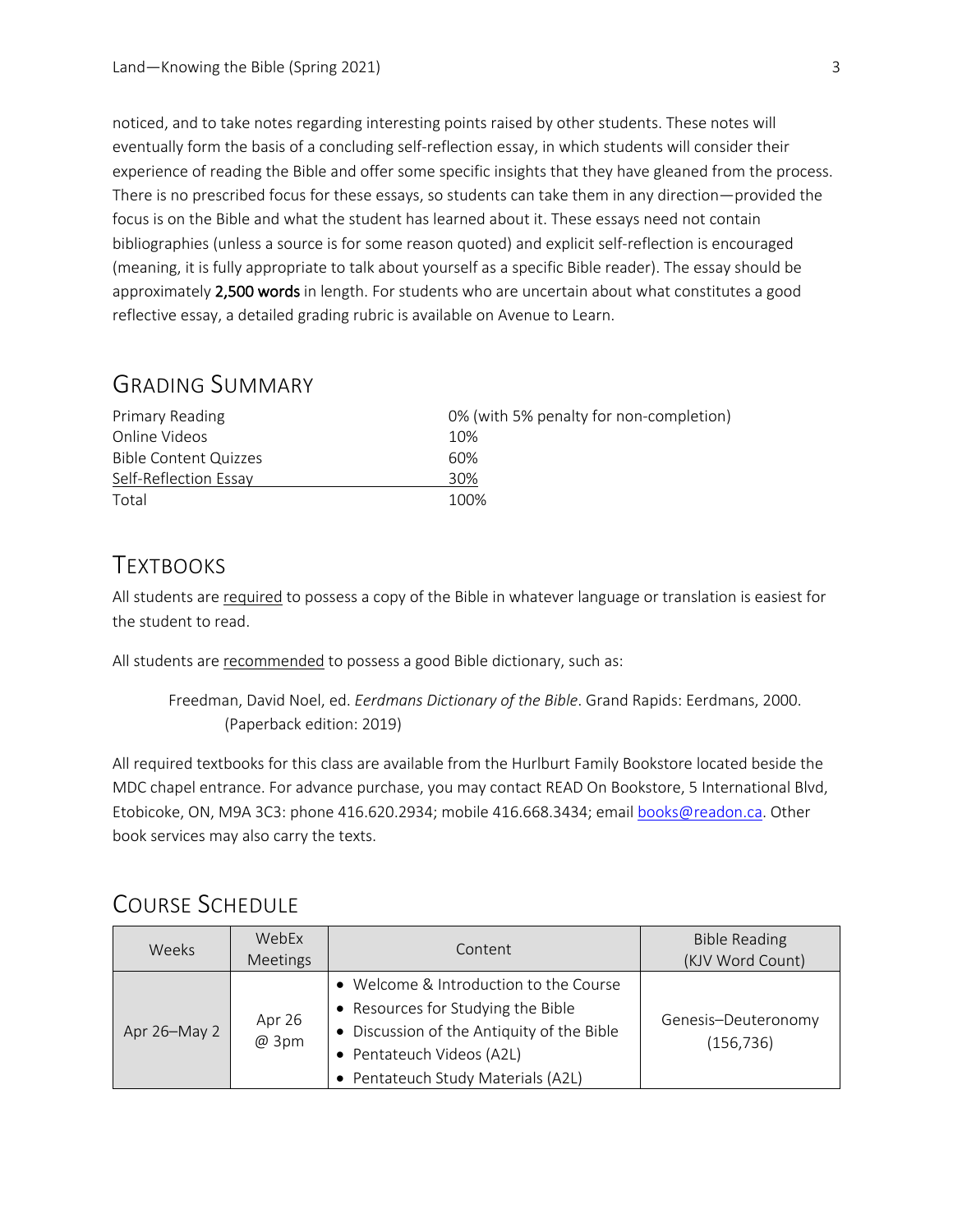noticed, and to take notes regarding interesting points raised by other students. These notes will eventually form the basis of a concluding self-reflection essay, in which students will consider their experience of reading the Bible and offer some specific insights that they have gleaned from the process. There is no prescribed focus for these essays, so students can take them in any direction—provided the focus is on the Bible and what the student has learned about it. These essays need not contain bibliographies (unless a source is for some reason quoted) and explicit self-reflection is encouraged (meaning, it is fully appropriate to talk about yourself as a specific Bible reader). The essay should be approximately **2,500 words** in length. For students who are uncertain about what constitutes a good reflective essay, a detailed grading rubric is available on Avenue to Learn.

## Grading Summary

| | |
|---|---|
| Primary Reading | 0% (with 5% penalty for non-completion) |
| Online Videos | 10% |
| Bible Content Quizzes | 60% |
| Self-Reflection Essay | 30% |
| Total | 100% |

## Textbooks

All students are required to possess a copy of the Bible in whatever language or translation is easiest for the student to read.

All students are recommended to possess a good Bible dictionary, such as:

> Freedman, David Noel, ed. *Eerdmans Dictionary of the Bible*. Grand Rapids: Eerdmans, 2000. (Paperback edition: 2019)

All required textbooks for this class are available from the Hurlburt Family Bookstore located beside the MDC chapel entrance. For advance purchase, you may contact READ On Bookstore, 5 International Blvd, Etobicoke, ON, M9A 3C3: phone 416.620.2934; mobile 416.668.3434; email books@readon.ca. Other book services may also carry the texts.

## Course Schedule

| Weeks | WebEx Meetings | Content | Bible Reading (KJV Word Count) |
|---|---|---|---|
| Apr 26–May 2 | Apr 26 @ 3pm | • Welcome & Introduction to the Course<br>• Resources for Studying the Bible<br>• Discussion of the Antiquity of the Bible<br>• Pentateuch Videos (A2L)<br>• Pentateuch Study Materials (A2L) | Genesis–Deuteronomy (156,736) |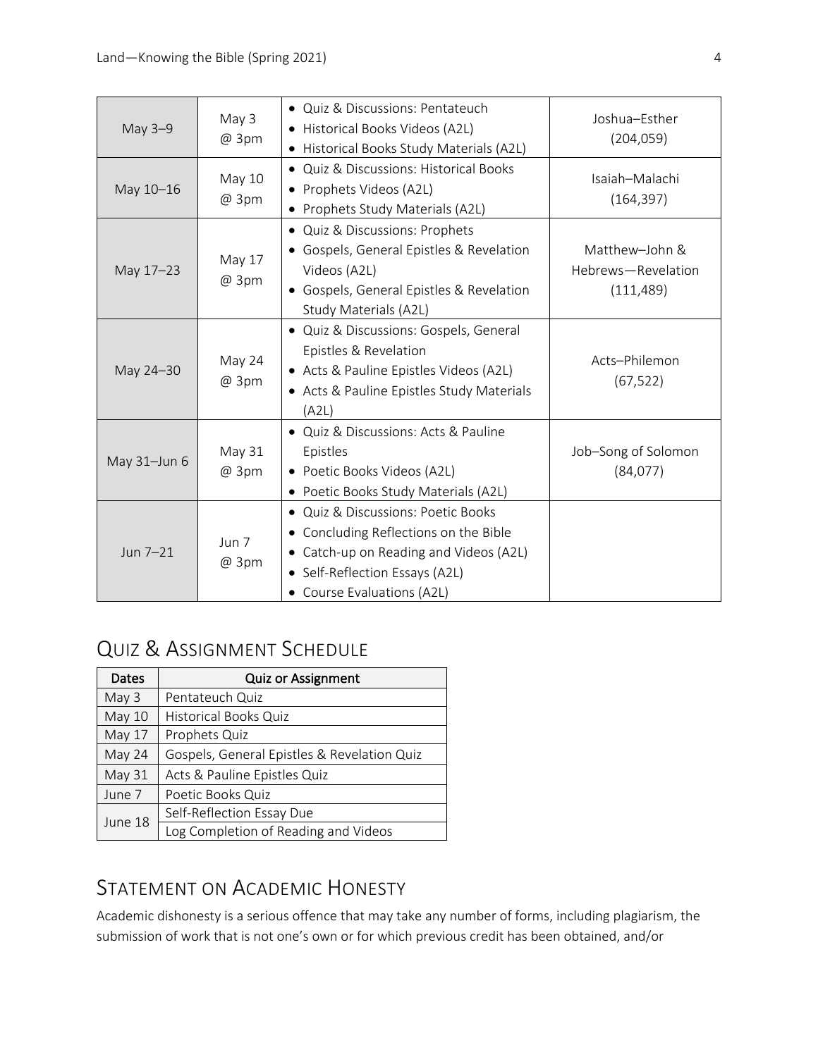| | | | |
|---|---|---|---|
| May 3–9 | May 3 @ 3pm | • Quiz & Discussions: Pentateuch<br>• Historical Books Videos (A2L)<br>• Historical Books Study Materials (A2L) | Joshua–Esther (204,059) |
| May 10–16 | May 10 @ 3pm | • Quiz & Discussions: Historical Books<br>• Prophets Videos (A2L)<br>• Prophets Study Materials (A2L) | Isaiah–Malachi (164,397) |
| May 17–23 | May 17 @ 3pm | • Quiz & Discussions: Prophets<br>• Gospels, General Epistles & Revelation Videos (A2L)<br>• Gospels, General Epistles & Revelation Study Materials (A2L) | Matthew–John & Hebrews—Revelation (111,489) |
| May 24–30 | May 24 @ 3pm | • Quiz & Discussions: Gospels, General Epistles & Revelation<br>• Acts & Pauline Epistles Videos (A2L)<br>• Acts & Pauline Epistles Study Materials (A2L) | Acts–Philemon (67,522) |
| May 31–Jun 6 | May 31 @ 3pm | • Quiz & Discussions: Acts & Pauline Epistles<br>• Poetic Books Videos (A2L)<br>• Poetic Books Study Materials (A2L) | Job–Song of Solomon (84,077) |
| Jun 7–21 | Jun 7 @ 3pm | • Quiz & Discussions: Poetic Books<br>• Concluding Reflections on the Bible<br>• Catch-up on Reading and Videos (A2L)<br>• Self-Reflection Essays (A2L)<br>• Course Evaluations (A2L) | |

## Quiz & Assignment Schedule

| Dates | Quiz or Assignment |
|---|---|
| May 3 | Pentateuch Quiz |
| May 10 | Historical Books Quiz |
| May 17 | Prophets Quiz |
| May 24 | Gospels, General Epistles & Revelation Quiz |
| May 31 | Acts & Pauline Epistles Quiz |
| June 7 | Poetic Books Quiz |
| June 18 | Self-Reflection Essay Due |
| | Log Completion of Reading and Videos |

## Statement on Academic Honesty

Academic dishonesty is a serious offence that may take any number of forms, including plagiarism, the submission of work that is not one's own or for which previous credit has been obtained, and/or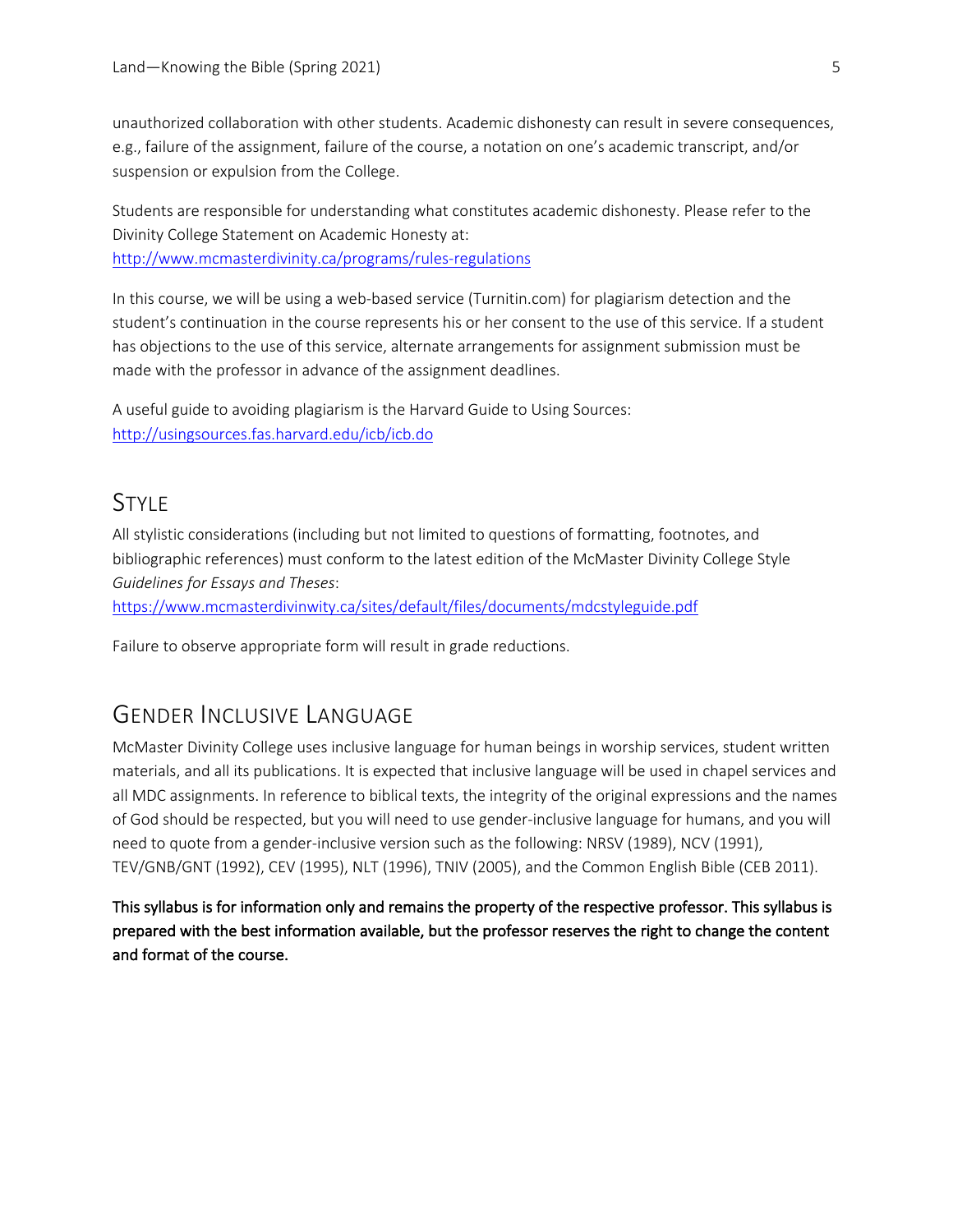unauthorized collaboration with other students. Academic dishonesty can result in severe consequences, e.g., failure of the assignment, failure of the course, a notation on one's academic transcript, and/or suspension or expulsion from the College.

Students are responsible for understanding what constitutes academic dishonesty. Please refer to the Divinity College Statement on Academic Honesty at: http://www.mcmasterdivinity.ca/programs/rules-regulations

In this course, we will be using a web-based service (Turnitin.com) for plagiarism detection and the student's continuation in the course represents his or her consent to the use of this service. If a student has objections to the use of this service, alternate arrangements for assignment submission must be made with the professor in advance of the assignment deadlines.

A useful guide to avoiding plagiarism is the Harvard Guide to Using Sources: http://usingsources.fas.harvard.edu/icb/icb.do

## STYLE

All stylistic considerations (including but not limited to questions of formatting, footnotes, and bibliographic references) must conform to the latest edition of the McMaster Divinity College Style *Guidelines for Essays and Theses*: https://www.mcmasterdivinwity.ca/sites/default/files/documents/mdcstyleguide.pdf

Failure to observe appropriate form will result in grade reductions.

## GENDER INCLUSIVE LANGUAGE

McMaster Divinity College uses inclusive language for human beings in worship services, student written materials, and all its publications. It is expected that inclusive language will be used in chapel services and all MDC assignments. In reference to biblical texts, the integrity of the original expressions and the names of God should be respected, but you will need to use gender-inclusive language for humans, and you will need to quote from a gender-inclusive version such as the following: NRSV (1989), NCV (1991), TEV/GNB/GNT (1992), CEV (1995), NLT (1996), TNIV (2005), and the Common English Bible (CEB 2011).

**This syllabus is for information only and remains the property of the respective professor. This syllabus is prepared with the best information available, but the professor reserves the right to change the content and format of the course.**